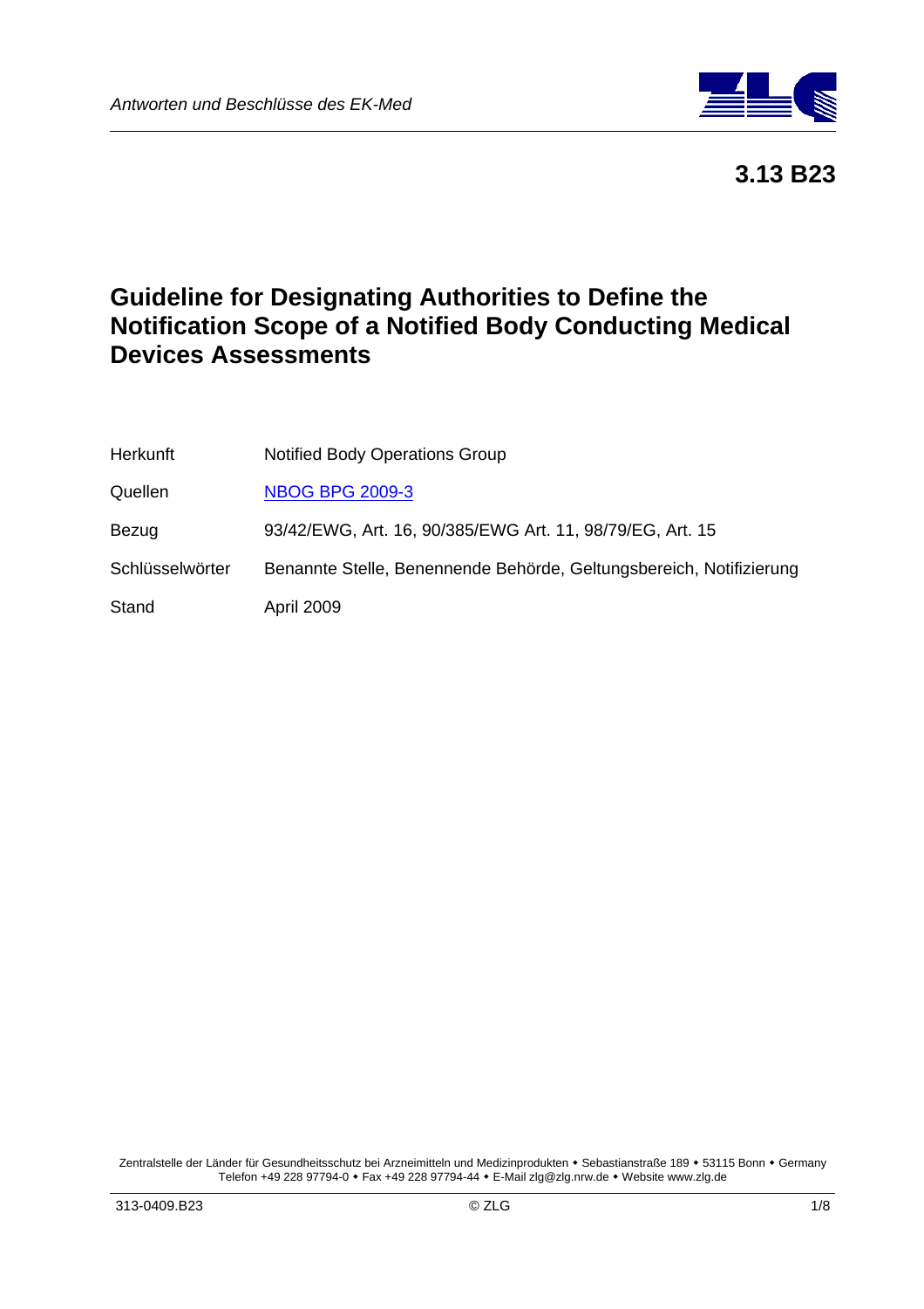# 3.13 B23

# Guideline for Designating Authorities to Define the Notification Scope of a Notified Body Conducting Medical Devices Assessments

| | |
|---|---|
| Herkunft | Notified Body Operations Group |
| Quellen | [NBOG BPG 2009-3] |
| Bezug | 93/42/EWG, Art. 16, 90/385/EWG Art. 11, 98/79/EG, Art. 15 |
| Schlüsselwörter | Benannte Stelle, Benennende Behörde, Geltungsbereich, Notifizierung |
| Stand | April 2009 |

Zentralstelle der Länder für Gesundheitsschutz bei Arzneimitteln und Medizinprodukten • Sebastianstraße 189 • 53115 Bonn • Germany
Telefon +49 228 97794-0 • Fax +49 228 97794-44 • E-Mail zlg@zlg.nrw.de • Website www.zlg.de

313-0409.B23 © ZLG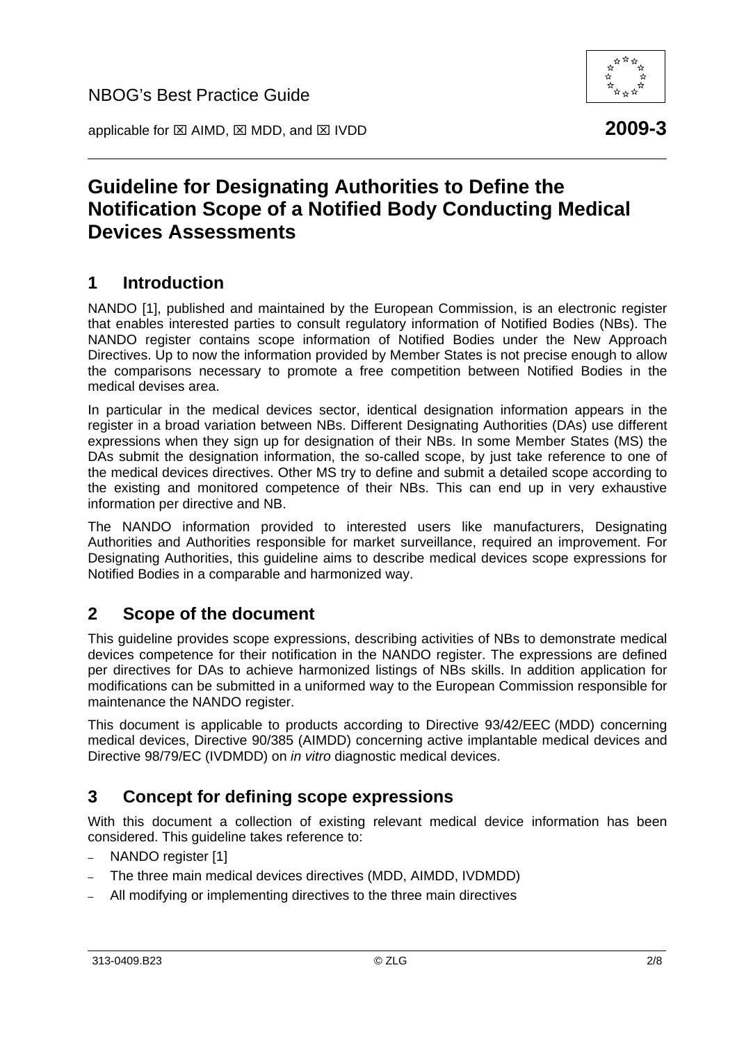NBOG's Best Practice Guide

applicable for ☒ AIMD, ☒ MDD, and ☒ IVDD **2009-3**

# Guideline for Designating Authorities to Define the Notification Scope of a Notified Body Conducting Medical Devices Assessments

## 1 Introduction

NANDO [1], published and maintained by the European Commission, is an electronic register that enables interested parties to consult regulatory information of Notified Bodies (NBs). The NANDO register contains scope information of Notified Bodies under the New Approach Directives. Up to now the information provided by Member States is not precise enough to allow the comparisons necessary to promote a free competition between Notified Bodies in the medical devises area.

In particular in the medical devices sector, identical designation information appears in the register in a broad variation between NBs. Different Designating Authorities (DAs) use different expressions when they sign up for designation of their NBs. In some Member States (MS) the DAs submit the designation information, the so-called scope, by just take reference to one of the medical devices directives. Other MS try to define and submit a detailed scope according to the existing and monitored competence of their NBs. This can end up in very exhaustive information per directive and NB.

The NANDO information provided to interested users like manufacturers, Designating Authorities and Authorities responsible for market surveillance, required an improvement. For Designating Authorities, this guideline aims to describe medical devices scope expressions for Notified Bodies in a comparable and harmonized way.

## 2 Scope of the document

This guideline provides scope expressions, describing activities of NBs to demonstrate medical devices competence for their notification in the NANDO register. The expressions are defined per directives for DAs to achieve harmonized listings of NBs skills. In addition application for modifications can be submitted in a uniformed way to the European Commission responsible for maintenance the NANDO register.

This document is applicable to products according to Directive 93/42/EEC (MDD) concerning medical devices, Directive 90/385 (AIMDD) concerning active implantable medical devices and Directive 98/79/EC (IVDMDD) on *in vitro* diagnostic medical devices.

## 3 Concept for defining scope expressions

With this document a collection of existing relevant medical device information has been considered. This guideline takes reference to:

- NANDO register [1]
- The three main medical devices directives (MDD, AIMDD, IVDMDD)
- All modifying or implementing directives to the three main directives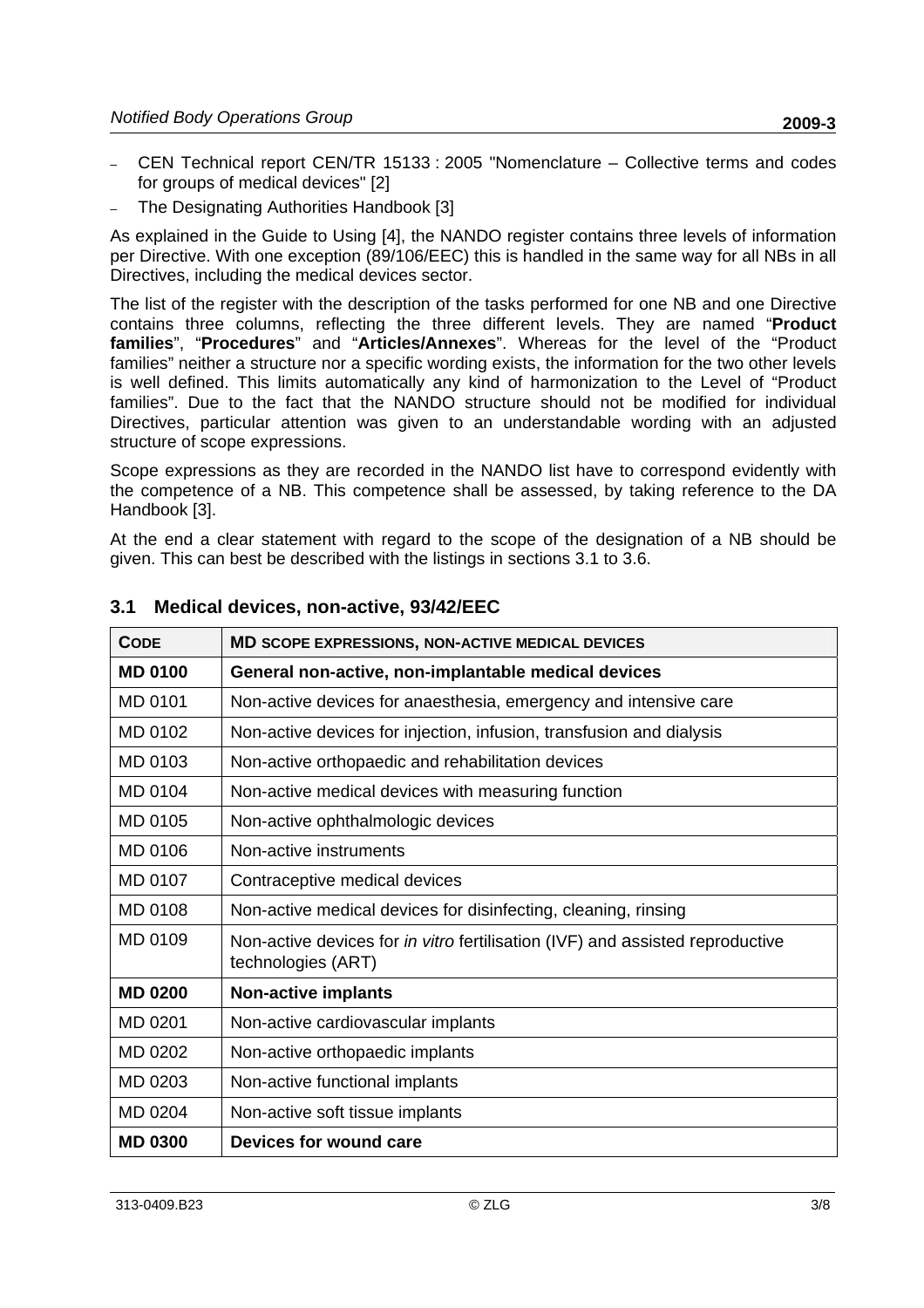- CEN Technical report CEN/TR 15133 : 2005 "Nomenclature – Collective terms and codes for groups of medical devices" [2]
- The Designating Authorities Handbook [3]

As explained in the Guide to Using [4], the NANDO register contains three levels of information per Directive. With one exception (89/106/EEC) this is handled in the same way for all NBs in all Directives, including the medical devices sector.

The list of the register with the description of the tasks performed for one NB and one Directive contains three columns, reflecting the three different levels. They are named "**Product families**", "**Procedures**" and "**Articles/Annexes**". Whereas for the level of the "Product families" neither a structure nor a specific wording exists, the information for the two other levels is well defined. This limits automatically any kind of harmonization to the Level of "Product families". Due to the fact that the NANDO structure should not be modified for individual Directives, particular attention was given to an understandable wording with an adjusted structure of scope expressions.

Scope expressions as they are recorded in the NANDO list have to correspond evidently with the competence of a NB. This competence shall be assessed, by taking reference to the DA Handbook [3].

At the end a clear statement with regard to the scope of the designation of a NB should be given. This can best be described with the listings in sections 3.1 to 3.6.

## 3.1 Medical devices, non-active, 93/42/EEC

| CODE | MD SCOPE EXPRESSIONS, NON-ACTIVE MEDICAL DEVICES |
|---|---|
| **MD 0100** | **General non-active, non-implantable medical devices** |
| MD 0101 | Non-active devices for anaesthesia, emergency and intensive care |
| MD 0102 | Non-active devices for injection, infusion, transfusion and dialysis |
| MD 0103 | Non-active orthopaedic and rehabilitation devices |
| MD 0104 | Non-active medical devices with measuring function |
| MD 0105 | Non-active ophthalmologic devices |
| MD 0106 | Non-active instruments |
| MD 0107 | Contraceptive medical devices |
| MD 0108 | Non-active medical devices for disinfecting, cleaning, rinsing |
| MD 0109 | Non-active devices for *in vitro* fertilisation (IVF) and assisted reproductive technologies (ART) |
| **MD 0200** | **Non-active implants** |
| MD 0201 | Non-active cardiovascular implants |
| MD 0202 | Non-active orthopaedic implants |
| MD 0203 | Non-active functional implants |
| MD 0204 | Non-active soft tissue implants |
| **MD 0300** | **Devices for wound care** |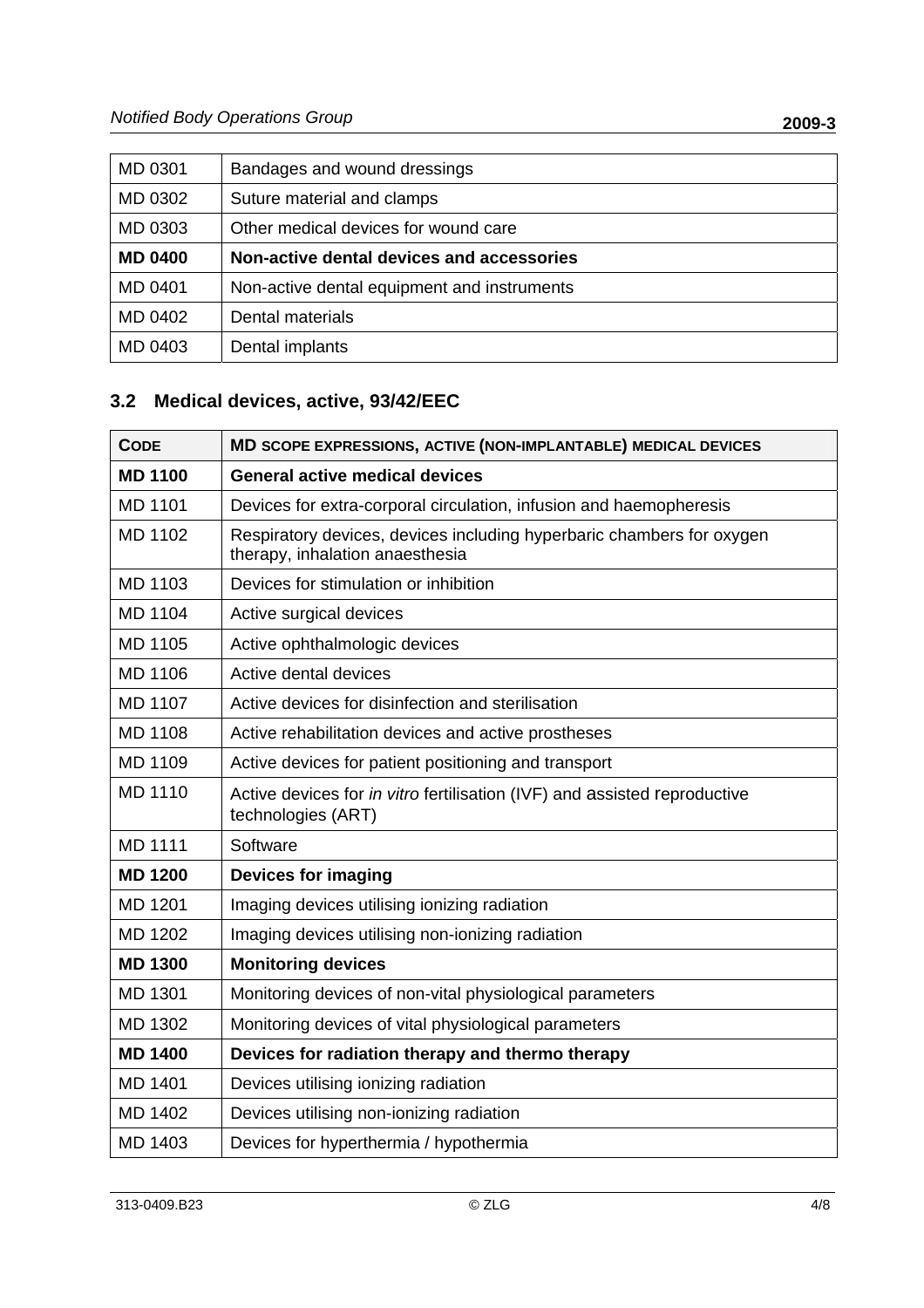| MD 0301 | Bandages and wound dressings |
|---|---|
| MD 0302 | Suture material and clamps |
| MD 0303 | Other medical devices for wound care |
| **MD 0400** | **Non-active dental devices and accessories** |
| MD 0401 | Non-active dental equipment and instruments |
| MD 0402 | Dental materials |
| MD 0403 | Dental implants |

## 3.2 Medical devices, active, 93/42/EEC

| CODE | MD SCOPE EXPRESSIONS, ACTIVE (NON-IMPLANTABLE) MEDICAL DEVICES |
|---|---|
| **MD 1100** | **General active medical devices** |
| MD 1101 | Devices for extra-corporal circulation, infusion and haemopheresis |
| MD 1102 | Respiratory devices, devices including hyperbaric chambers for oxygen therapy, inhalation anaesthesia |
| MD 1103 | Devices for stimulation or inhibition |
| MD 1104 | Active surgical devices |
| MD 1105 | Active ophthalmologic devices |
| MD 1106 | Active dental devices |
| MD 1107 | Active devices for disinfection and sterilisation |
| MD 1108 | Active rehabilitation devices and active prostheses |
| MD 1109 | Active devices for patient positioning and transport |
| MD 1110 | Active devices for *in vitro* fertilisation (IVF) and assisted reproductive technologies (ART) |
| MD 1111 | Software |
| **MD 1200** | **Devices for imaging** |
| MD 1201 | Imaging devices utilising ionizing radiation |
| MD 1202 | Imaging devices utilising non-ionizing radiation |
| **MD 1300** | **Monitoring devices** |
| MD 1301 | Monitoring devices of non-vital physiological parameters |
| MD 1302 | Monitoring devices of vital physiological parameters |
| **MD 1400** | **Devices for radiation therapy and thermo therapy** |
| MD 1401 | Devices utilising ionizing radiation |
| MD 1402 | Devices utilising non-ionizing radiation |
| MD 1403 | Devices for hyperthermia / hypothermia |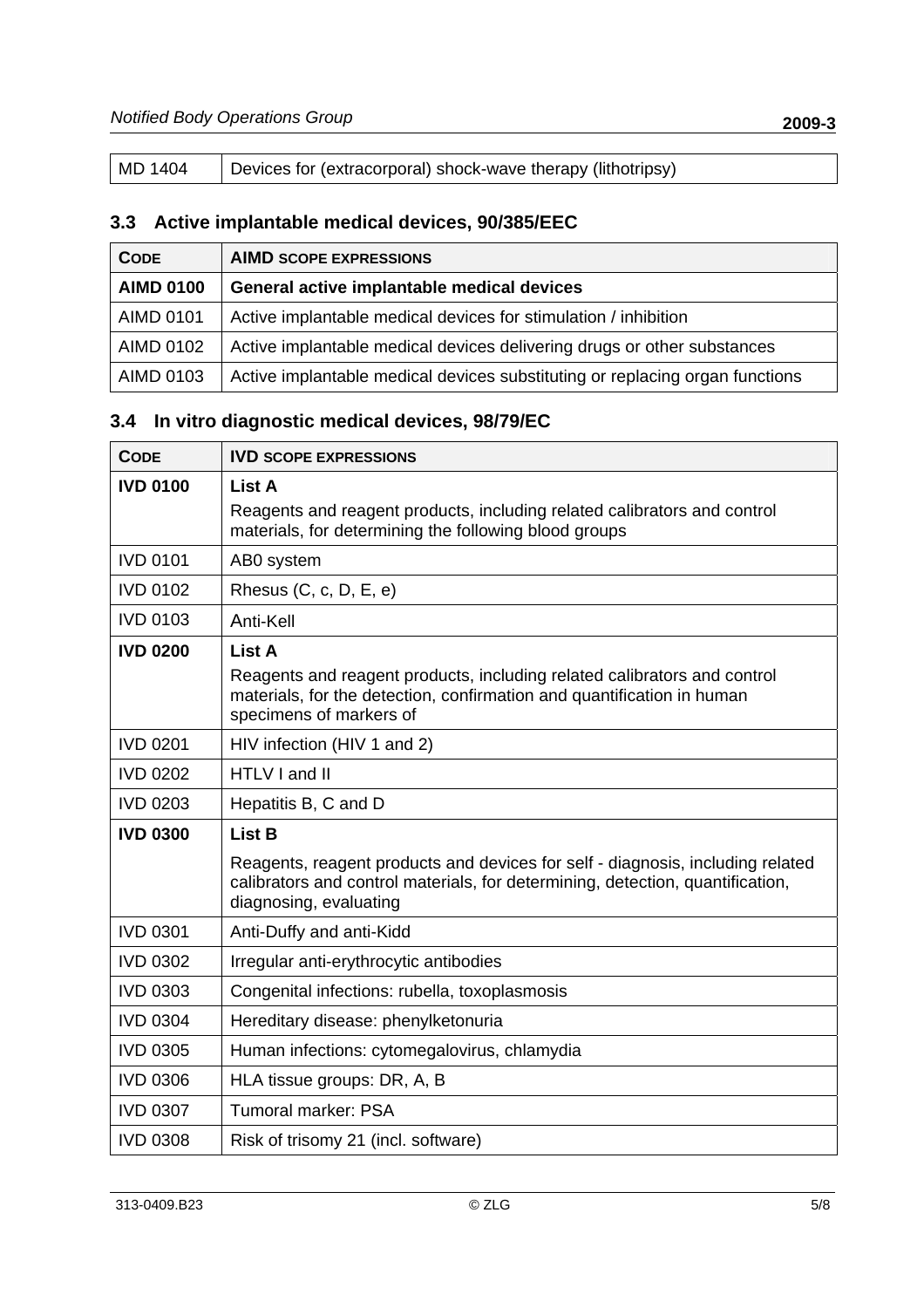| MD 1404 | Devices for (extracorporal) shock-wave therapy (lithotripsy) |
|---|---|

## 3.3 Active implantable medical devices, 90/385/EEC

| CODE | AIMD SCOPE EXPRESSIONS |
|---|---|
| **AIMD 0100** | **General active implantable medical devices** |
| AIMD 0101 | Active implantable medical devices for stimulation / inhibition |
| AIMD 0102 | Active implantable medical devices delivering drugs or other substances |
| AIMD 0103 | Active implantable medical devices substituting or replacing organ functions |

## 3.4 In vitro diagnostic medical devices, 98/79/EC

| CODE | IVD SCOPE EXPRESSIONS |
|---|---|
| **IVD 0100** | **List A** Reagents and reagent products, including related calibrators and control materials, for determining the following blood groups |
| IVD 0101 | AB0 system |
| IVD 0102 | Rhesus (C, c, D, E, e) |
| IVD 0103 | Anti-Kell |
| **IVD 0200** | **List A** Reagents and reagent products, including related calibrators and control materials, for the detection, confirmation and quantification in human specimens of markers of |
| IVD 0201 | HIV infection (HIV 1 and 2) |
| IVD 0202 | HTLV I and II |
| IVD 0203 | Hepatitis B, C and D |
| **IVD 0300** | **List B** Reagents, reagent products and devices for self - diagnosis, including related calibrators and control materials, for determining, detection, quantification, diagnosing, evaluating |
| IVD 0301 | Anti-Duffy and anti-Kidd |
| IVD 0302 | Irregular anti-erythrocytic antibodies |
| IVD 0303 | Congenital infections: rubella, toxoplasmosis |
| IVD 0304 | Hereditary disease: phenylketonuria |
| IVD 0305 | Human infections: cytomegalovirus, chlamydia |
| IVD 0306 | HLA tissue groups: DR, A, B |
| IVD 0307 | Tumoral marker: PSA |
| IVD 0308 | Risk of trisomy 21 (incl. software) |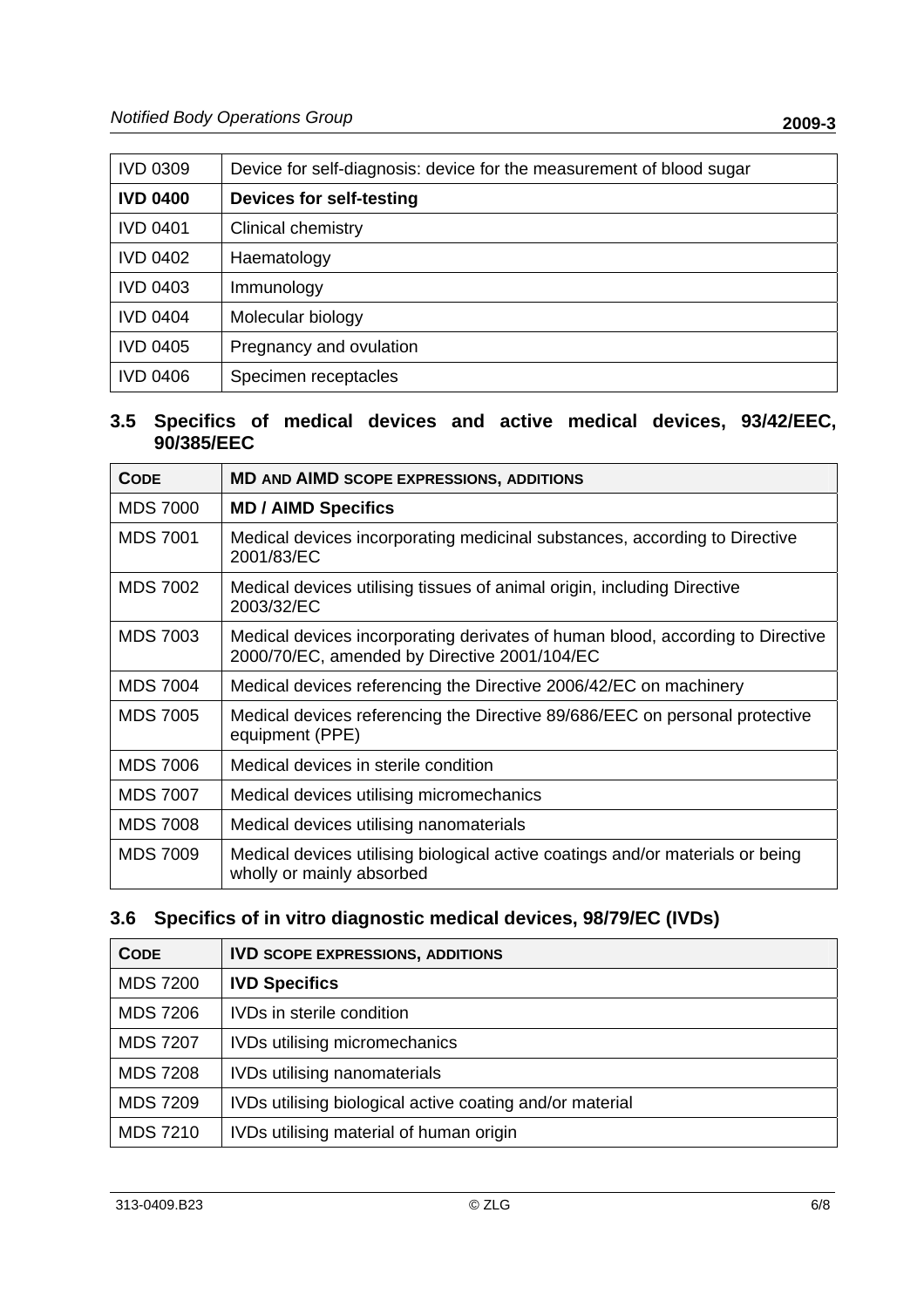| IVD 0309 | Device for self-diagnosis: device for the measurement of blood sugar |
|---|---|
| **IVD 0400** | **Devices for self-testing** |
| IVD 0401 | Clinical chemistry |
| IVD 0402 | Haematology |
| IVD 0403 | Immunology |
| IVD 0404 | Molecular biology |
| IVD 0405 | Pregnancy and ovulation |
| IVD 0406 | Specimen receptacles |

## 3.5 Specifics of medical devices and active medical devices, 93/42/EEC, 90/385/EEC

| CODE | MD AND AIMD SCOPE EXPRESSIONS, ADDITIONS |
|---|---|
| MDS 7000 | **MD / AIMD Specifics** |
| MDS 7001 | Medical devices incorporating medicinal substances, according to Directive 2001/83/EC |
| MDS 7002 | Medical devices utilising tissues of animal origin, including Directive 2003/32/EC |
| MDS 7003 | Medical devices incorporating derivates of human blood, according to Directive 2000/70/EC, amended by Directive 2001/104/EC |
| MDS 7004 | Medical devices referencing the Directive 2006/42/EC on machinery |
| MDS 7005 | Medical devices referencing the Directive 89/686/EEC on personal protective equipment (PPE) |
| MDS 7006 | Medical devices in sterile condition |
| MDS 7007 | Medical devices utilising micromechanics |
| MDS 7008 | Medical devices utilising nanomaterials |
| MDS 7009 | Medical devices utilising biological active coatings and/or materials or being wholly or mainly absorbed |

## 3.6 Specifics of in vitro diagnostic medical devices, 98/79/EC (IVDs)

| CODE | IVD SCOPE EXPRESSIONS, ADDITIONS |
|---|---|
| MDS 7200 | **IVD Specifics** |
| MDS 7206 | IVDs in sterile condition |
| MDS 7207 | IVDs utilising micromechanics |
| MDS 7208 | IVDs utilising nanomaterials |
| MDS 7209 | IVDs utilising biological active coating and/or material |
| MDS 7210 | IVDs utilising material of human origin |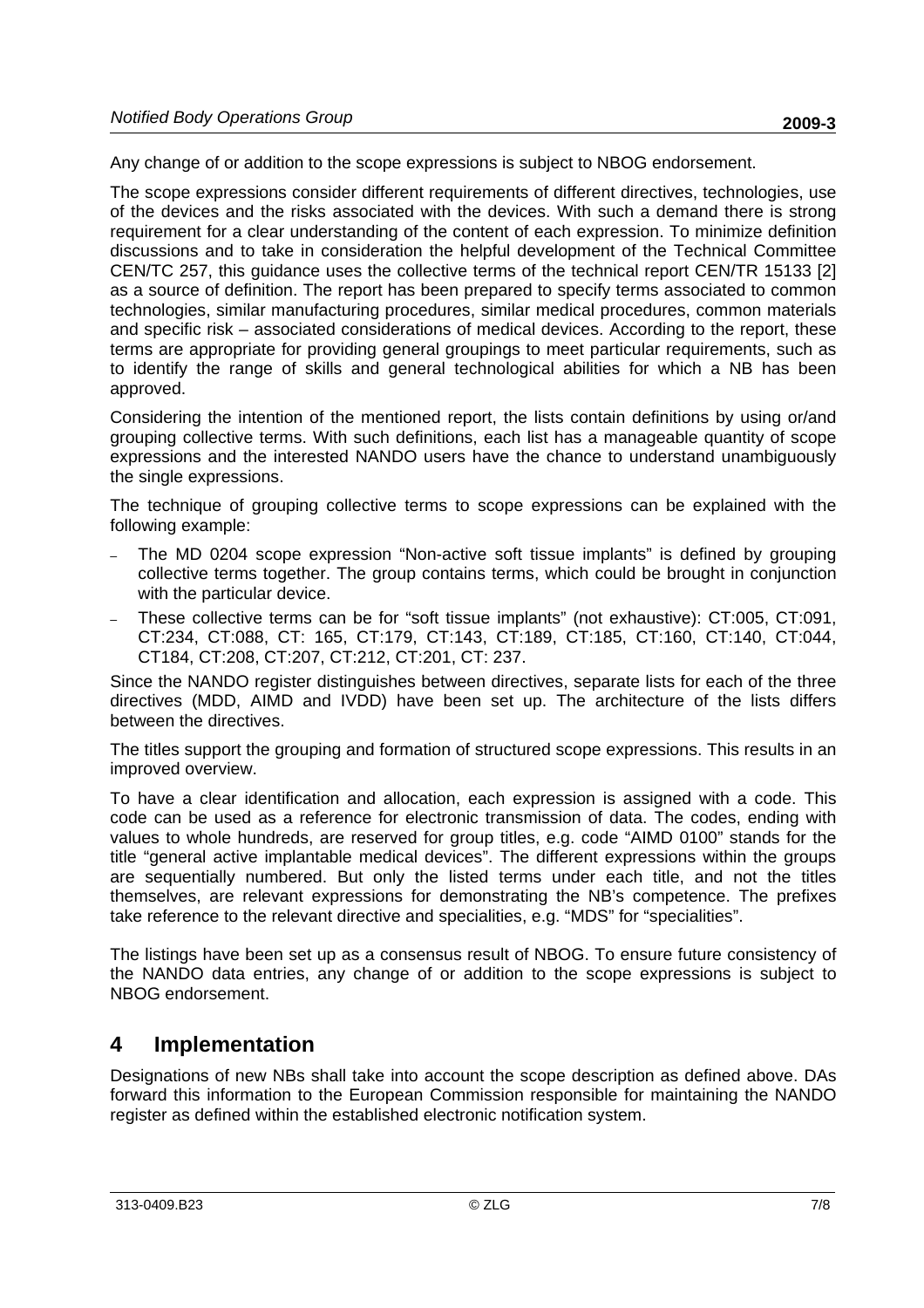Any change of or addition to the scope expressions is subject to NBOG endorsement.

The scope expressions consider different requirements of different directives, technologies, use of the devices and the risks associated with the devices. With such a demand there is strong requirement for a clear understanding of the content of each expression. To minimize definition discussions and to take in consideration the helpful development of the Technical Committee CEN/TC 257, this guidance uses the collective terms of the technical report CEN/TR 15133 [2] as a source of definition. The report has been prepared to specify terms associated to common technologies, similar manufacturing procedures, similar medical procedures, common materials and specific risk – associated considerations of medical devices. According to the report, these terms are appropriate for providing general groupings to meet particular requirements, such as to identify the range of skills and general technological abilities for which a NB has been approved.

Considering the intention of the mentioned report, the lists contain definitions by using or/and grouping collective terms. With such definitions, each list has a manageable quantity of scope expressions and the interested NANDO users have the chance to understand unambiguously the single expressions.

The technique of grouping collective terms to scope expressions can be explained with the following example:

- The MD 0204 scope expression "Non-active soft tissue implants" is defined by grouping collective terms together. The group contains terms, which could be brought in conjunction with the particular device.
- These collective terms can be for "soft tissue implants" (not exhaustive): CT:005, CT:091, CT:234, CT:088, CT: 165, CT:179, CT:143, CT:189, CT:185, CT:160, CT:140, CT:044, CT184, CT:208, CT:207, CT:212, CT:201, CT: 237.

Since the NANDO register distinguishes between directives, separate lists for each of the three directives (MDD, AIMD and IVDD) have been set up. The architecture of the lists differs between the directives.

The titles support the grouping and formation of structured scope expressions. This results in an improved overview.

To have a clear identification and allocation, each expression is assigned with a code. This code can be used as a reference for electronic transmission of data. The codes, ending with values to whole hundreds, are reserved for group titles, e.g. code "AIMD 0100" stands for the title "general active implantable medical devices". The different expressions within the groups are sequentially numbered. But only the listed terms under each title, and not the titles themselves, are relevant expressions for demonstrating the NB's competence. The prefixes take reference to the relevant directive and specialities, e.g. "MDS" for "specialities".

The listings have been set up as a consensus result of NBOG. To ensure future consistency of the NANDO data entries, any change of or addition to the scope expressions is subject to NBOG endorsement.

## 4 Implementation

Designations of new NBs shall take into account the scope description as defined above. DAs forward this information to the European Commission responsible for maintaining the NANDO register as defined within the established electronic notification system.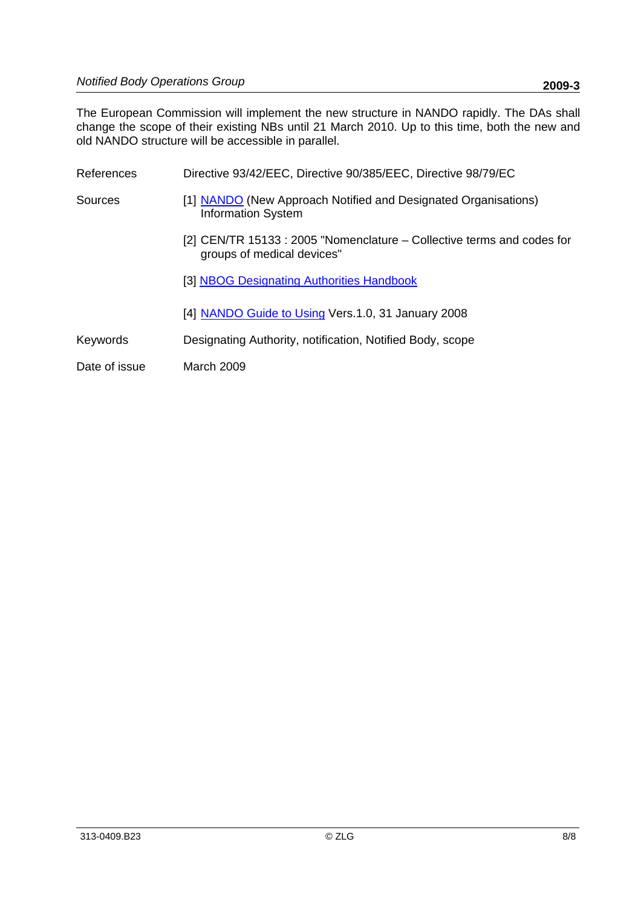The European Commission will implement the new structure in NANDO rapidly. The DAs shall change the scope of their existing NBs until 21 March 2010. Up to this time, both the new and old NANDO structure will be accessible in parallel.

| | |
|---|---|
| References | Directive 93/42/EEC, Directive 90/385/EEC, Directive 98/79/EC |
| Sources | [1] NANDO (New Approach Notified and Designated Organisations) Information System |
| | [2] CEN/TR 15133 : 2005 "Nomenclature – Collective terms and codes for groups of medical devices" |
| | [3] NBOG Designating Authorities Handbook |
| | [4] NANDO Guide to Using Vers.1.0, 31 January 2008 |
| Keywords | Designating Authority, notification, Notified Body, scope |
| Date of issue | March 2009 |